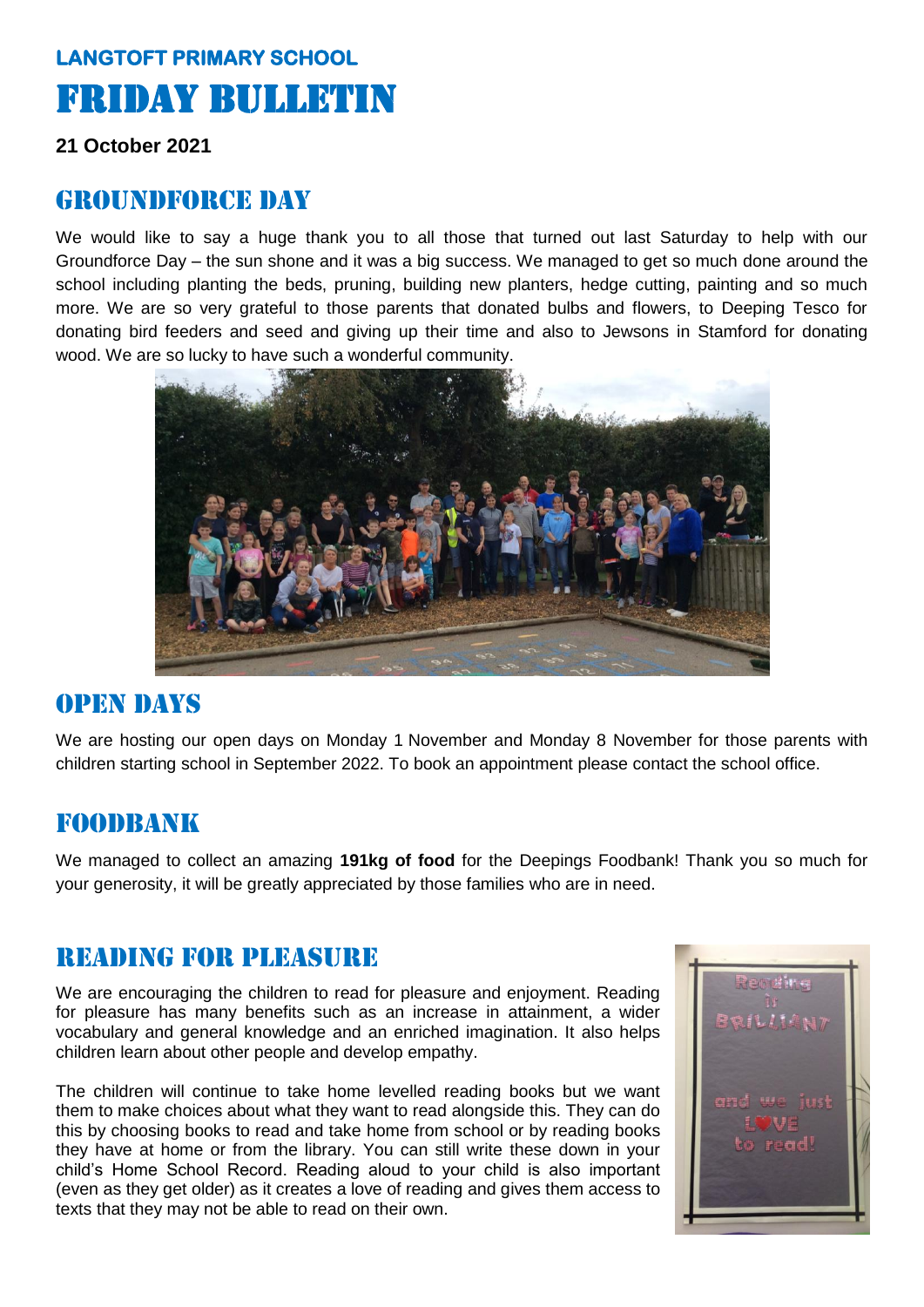**LANGTOFT PRIMARY SCHOOL**

# FRIDAY BULLETIN

**21 October 2021**

## GROUNDFORCE DAY

We would like to say a huge thank you to all those that turned out last Saturday to help with our Groundforce Day – the sun shone and it was a big success. We managed to get so much done around the school including planting the beds, pruning, building new planters, hedge cutting, painting and so much more. We are so very grateful to those parents that donated bulbs and flowers, to Deeping Tesco for donating bird feeders and seed and giving up their time and also to Jewsons in Stamford for donating wood. We are so lucky to have such a wonderful community.

## OPEN DAYS

We are hosting our open days on Monday 1 November and Monday 8 November for those parents with children starting school in September 2022. To book an appointment please contact the school office.

## FOODBANK

We managed to collect an amazing **191kg of food** for the Deepings Foodbank! Thank you so much for your generosity, it will be greatly appreciated by those families who are in need.

## READING FOR PLEASURE

We are encouraging the children to read for pleasure and enjoyment. Reading for pleasure has many benefits such as an increase in attainment, a wider vocabulary and general knowledge and an enriched imagination. It also helps children learn about other people and develop empathy.

The children will continue to take home levelled reading books but we want them to make choices about what they want to read alongside this. They can do this by choosing books to read and take home from school or by reading books they have at home or from the library. You can still write these down in your child's Home School Record. Reading aloud to your child is also important (even as they get older) as it creates a love of reading and gives them access to texts that they may not be able to read on their own.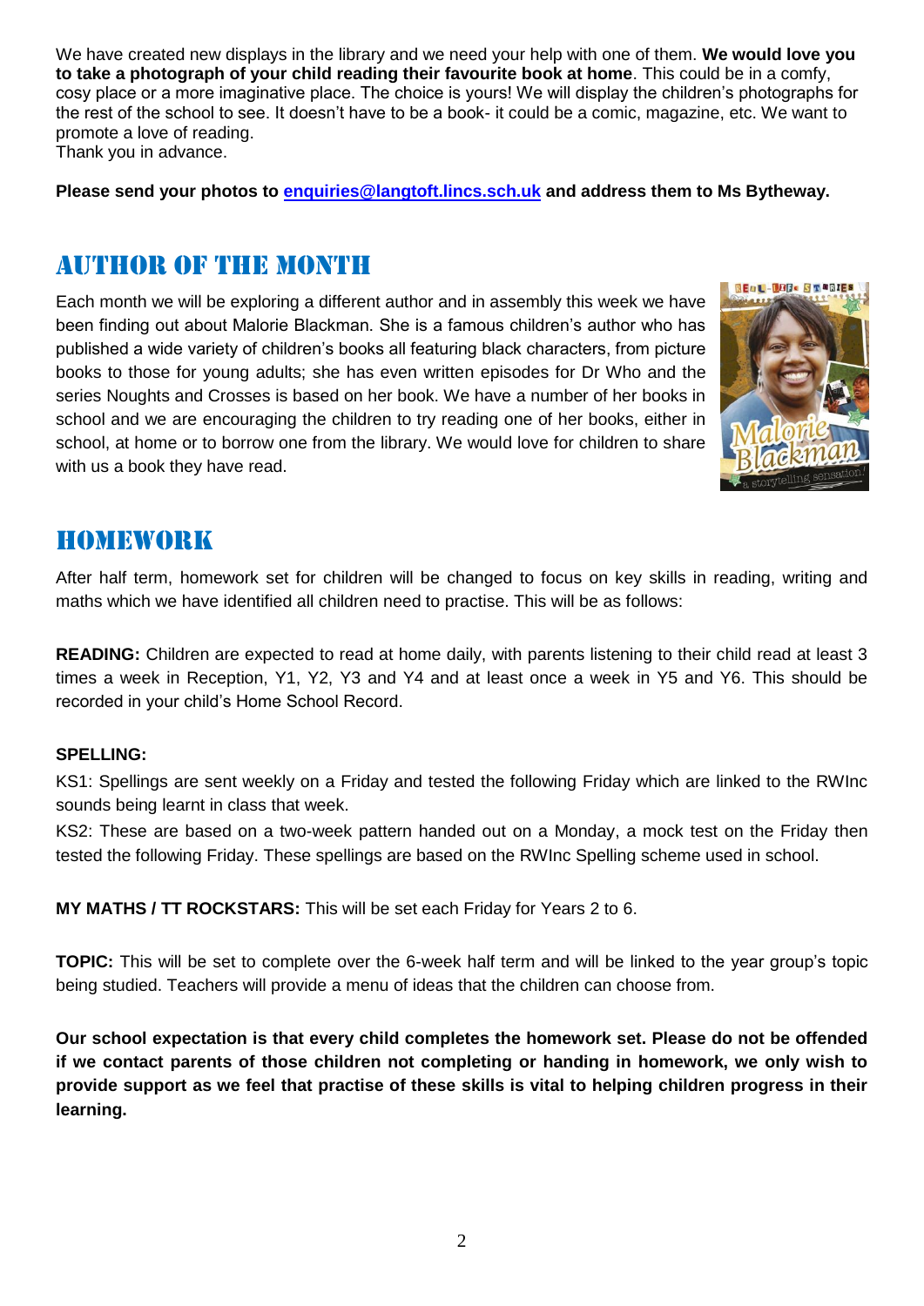We have created new displays in the library and we need your help with one of them. **We would love you to take a photograph of your child reading their favourite book at home**. This could be in a comfy, cosy place or a more imaginative place. The choice is yours! We will display the children's photographs for the rest of the school to see. It doesn't have to be a book- it could be a comic, magazine, etc. We want to promote a love of reading.
Thank you in advance.

**Please send your photos to enquiries@langtoft.lincs.sch.uk and address them to Ms Bytheway.**

## Author of the Month

Each month we will be exploring a different author and in assembly this week we have been finding out about Malorie Blackman. She is a famous children's author who has published a wide variety of children's books all featuring black characters, from picture books to those for young adults; she has even written episodes for Dr Who and the series Noughts and Crosses is based on her book. We have a number of her books in school and we are encouraging the children to try reading one of her books, either in school, at home or to borrow one from the library. We would love for children to share with us a book they have read.

## Homework

After half term, homework set for children will be changed to focus on key skills in reading, writing and maths which we have identified all children need to practise. This will be as follows:

**READING:** Children are expected to read at home daily, with parents listening to their child read at least 3 times a week in Reception, Y1, Y2, Y3 and Y4 and at least once a week in Y5 and Y6. This should be recorded in your child's Home School Record.

**SPELLING:**

KS1: Spellings are sent weekly on a Friday and tested the following Friday which are linked to the RWInc sounds being learnt in class that week.

KS2: These are based on a two-week pattern handed out on a Monday, a mock test on the Friday then tested the following Friday. These spellings are based on the RWInc Spelling scheme used in school.

**MY MATHS / TT ROCKSTARS:** This will be set each Friday for Years 2 to 6.

**TOPIC:** This will be set to complete over the 6-week half term and will be linked to the year group's topic being studied. Teachers will provide a menu of ideas that the children can choose from.

**Our school expectation is that every child completes the homework set. Please do not be offended if we contact parents of those children not completing or handing in homework, we only wish to provide support as we feel that practise of these skills is vital to helping children progress in their learning.**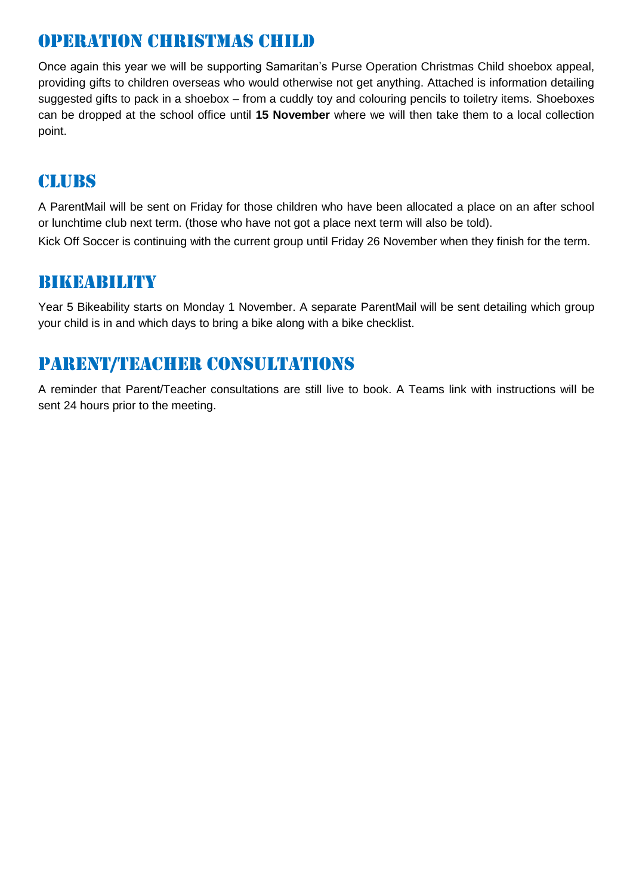## Operation Christmas Child

Once again this year we will be supporting Samaritan's Purse Operation Christmas Child shoebox appeal, providing gifts to children overseas who would otherwise not get anything. Attached is information detailing suggested gifts to pack in a shoebox – from a cuddly toy and colouring pencils to toiletry items. Shoeboxes can be dropped at the school office until **15 November** where we will then take them to a local collection point.

## Clubs

A ParentMail will be sent on Friday for those children who have been allocated a place on an after school or lunchtime club next term. (those who have not got a place next term will also be told).

Kick Off Soccer is continuing with the current group until Friday 26 November when they finish for the term.

## Bikeability

Year 5 Bikeability starts on Monday 1 November. A separate ParentMail will be sent detailing which group your child is in and which days to bring a bike along with a bike checklist.

## Parent/Teacher Consultations

A reminder that Parent/Teacher consultations are still live to book. A Teams link with instructions will be sent 24 hours prior to the meeting.